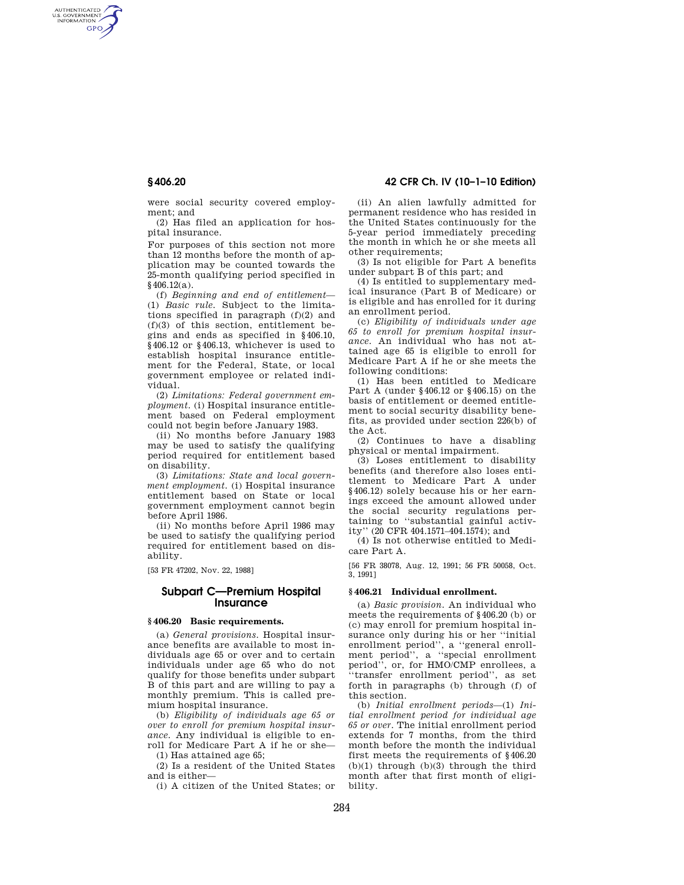were social security covered employment; and

(2) Has filed an application for hospital insurance.

For purposes of this section not more than 12 months before the month of application may be counted towards the 25-month qualifying period specified in §406.12(a).

(f) *Beginning and end of entitlement*—(1) *Basic rule.* Subject to the limitations specified in paragraph (f)(2) and (f)(3) of this section, entitlement begins and ends as specified in §406.10, §406.12 or §406.13, whichever is used to establish hospital insurance entitlement for the Federal, State, or local government employee or related individual.

(2) *Limitations: Federal government employment.* (i) Hospital insurance entitlement based on Federal employment could not begin before January 1983.

(ii) No months before January 1983 may be used to satisfy the qualifying period required for entitlement based on disability.

(3) *Limitations: State and local government employment.* (i) Hospital insurance entitlement based on State or local government employment cannot begin before April 1986.

(ii) No months before April 1986 may be used to satisfy the qualifying period required for entitlement based on disability.

[53 FR 47202, Nov. 22, 1988]

## Subpart C—Premium Hospital Insurance

### §406.20 Basic requirements.

(a) *General provisions.* Hospital insurance benefits are available to most individuals age 65 or over and to certain individuals under age 65 who do not qualify for those benefits under subpart B of this part and are willing to pay a monthly premium. This is called premium hospital insurance.

(b) *Eligibility of individuals age 65 or over to enroll for premium hospital insurance.* Any individual is eligible to enroll for Medicare Part A if he or she—

(1) Has attained age 65;

(2) Is a resident of the United States and is either—

(i) A citizen of the United States; or

(ii) An alien lawfully admitted for permanent residence who has resided in the United States continuously for the 5-year period immediately preceding the month in which he or she meets all other requirements;

(3) Is not eligible for Part A benefits under subpart B of this part; and

(4) Is entitled to supplementary medical insurance (Part B of Medicare) or is eligible and has enrolled for it during an enrollment period.

(c) *Eligibility of individuals under age 65 to enroll for premium hospital insurance.* An individual who has not attained age 65 is eligible to enroll for Medicare Part A if he or she meets the following conditions:

(1) Has been entitled to Medicare Part A (under §406.12 or §406.15) on the basis of entitlement or deemed entitlement to social security disability benefits, as provided under section 226(b) of the Act.

(2) Continues to have a disabling physical or mental impairment.

(3) Loses entitlement to disability benefits (and therefore also loses entitlement to Medicare Part A under §406.12) solely because his or her earnings exceed the amount allowed under the social security regulations pertaining to "substantial gainful activity" (20 CFR 404.1571–404.1574); and

(4) Is not otherwise entitled to Medicare Part A.

[56 FR 38078, Aug. 12, 1991; 56 FR 50058, Oct. 3, 1991]

### §406.21 Individual enrollment.

(a) *Basic provision.* An individual who meets the requirements of §406.20 (b) or (c) may enroll for premium hospital insurance only during his or her "initial enrollment period", a "general enrollment period", a "special enrollment period", or, for HMO/CMP enrollees, a "transfer enrollment period", as set forth in paragraphs (b) through (f) of this section.

(b) *Initial enrollment periods*—(1) *Initial enrollment period for individual age 65 or over.* The initial enrollment period extends for 7 months, from the third month before the month the individual first meets the requirements of §406.20 (b)(1) through (b)(3) through the third month after that first month of eligibility.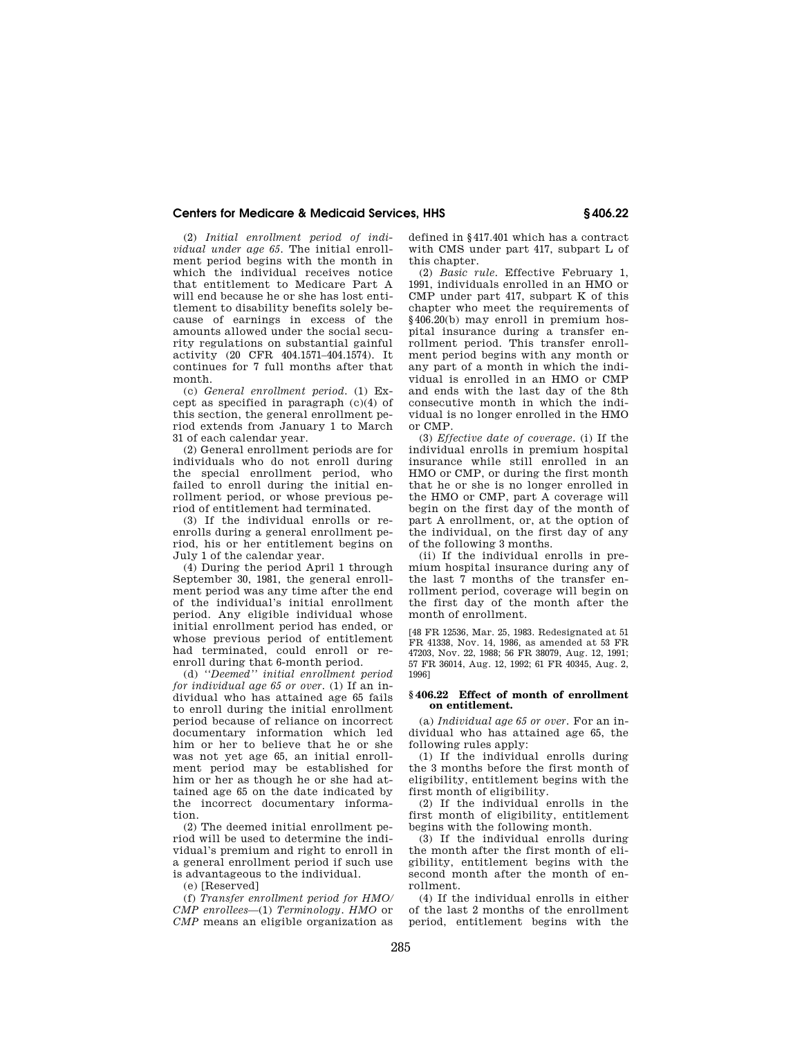(2) *Initial enrollment period of individual under age 65.* The initial enrollment period begins with the month in which the individual receives notice that entitlement to Medicare Part A will end because he or she has lost entitlement to disability benefits solely because of earnings in excess of the amounts allowed under the social security regulations on substantial gainful activity (20 CFR 404.1571–404.1574). It continues for 7 full months after that month.

(c) *General enrollment period.* (1) Except as specified in paragraph (c)(4) of this section, the general enrollment period extends from January 1 to March 31 of each calendar year.

(2) General enrollment periods are for individuals who do not enroll during the special enrollment period, who failed to enroll during the initial enrollment period, or whose previous period of entitlement had terminated.

(3) If the individual enrolls or reenrolls during a general enrollment period, his or her entitlement begins on July 1 of the calendar year.

(4) During the period April 1 through September 30, 1981, the general enrollment period was any time after the end of the individual's initial enrollment period. Any eligible individual whose initial enrollment period has ended, or whose previous period of entitlement had terminated, could enroll or reenroll during that 6-month period.

(d) *''Deemed'' initial enrollment period for individual age 65 or over.* (1) If an individual who has attained age 65 fails to enroll during the initial enrollment period because of reliance on incorrect documentary information which led him or her to believe that he or she was not yet age 65, an initial enrollment period may be established for him or her as though he or she had attained age 65 on the date indicated by the incorrect documentary information.

(2) The deemed initial enrollment period will be used to determine the individual's premium and right to enroll in a general enrollment period if such use is advantageous to the individual.

(e) [Reserved]

(f) *Transfer enrollment period for HMO/CMP enrollees*—(1) *Terminology. HMO* or *CMP* means an eligible organization as defined in §417.401 which has a contract with CMS under part 417, subpart L of this chapter.

(2) *Basic rule.* Effective February 1, 1991, individuals enrolled in an HMO or CMP under part 417, subpart K of this chapter who meet the requirements of §406.20(b) may enroll in premium hospital insurance during a transfer enrollment period. This transfer enrollment period begins with any month or any part of a month in which the individual is enrolled in an HMO or CMP and ends with the last day of the 8th consecutive month in which the individual is no longer enrolled in the HMO or CMP.

(3) *Effective date of coverage.* (i) If the individual enrolls in premium hospital insurance while still enrolled in an HMO or CMP, or during the first month that he or she is no longer enrolled in the HMO or CMP, part A coverage will begin on the first day of the month of part A enrollment, or, at the option of the individual, on the first day of any of the following 3 months.

(ii) If the individual enrolls in premium hospital insurance during any of the last 7 months of the transfer enrollment period, coverage will begin on the first day of the month after the month of enrollment.

[48 FR 12536, Mar. 25, 1983. Redesignated at 51 FR 41338, Nov. 14, 1986, as amended at 53 FR 47203, Nov. 22, 1988; 56 FR 38079, Aug. 12, 1991; 57 FR 36014, Aug. 12, 1992; 61 FR 40345, Aug. 2, 1996]

## §406.22 Effect of month of enrollment on entitlement.

(a) *Individual age 65 or over.* For an individual who has attained age 65, the following rules apply:

(1) If the individual enrolls during the 3 months before the first month of eligibility, entitlement begins with the first month of eligibility.

(2) If the individual enrolls in the first month of eligibility, entitlement begins with the following month.

(3) If the individual enrolls during the month after the first month of eligibility, entitlement begins with the second month after the month of enrollment.

(4) If the individual enrolls in either of the last 2 months of the enrollment period, entitlement begins with the